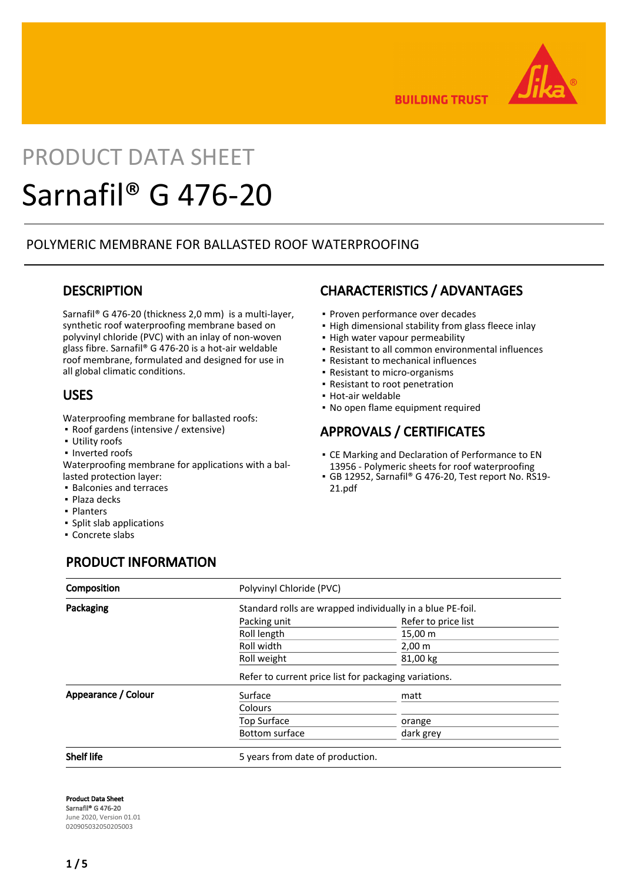BUILDING TRUST

# PRODUCT DATA SHEET

# Sarnafil® G 476-20

## POLYMERIC MEMBRANE FOR BALLASTED ROOF WATERPROOFING

## DESCRIPTION

Sarnafil® G 476-20 (thickness 2,0 mm) is a multi-layer, synthetic roof waterproofing membrane based on polyvinyl chloride (PVC) with an inlay of non-woven glass fibre. Sarnafil® G 476-20 is a hot-air weldable roof membrane, formulated and designed for use in all global climatic conditions.

## USES

Waterproofing membrane for ballasted roofs:

- Roof gardens (intensive / extensive)
- Utility roofs
- Inverted roofs

Waterproofing membrane for applications with a ballasted protection layer:

- Balconies and terraces
- Plaza decks
- Planters
- Split slab applications
- Concrete slabs

## CHARACTERISTICS / ADVANTAGES

- Proven performance over decades
- High dimensional stability from glass fleece inlay
- High water vapour permeability
- Resistant to all common environmental influences
- Resistant to mechanical influences
- Resistant to micro-organisms
- Resistant to root penetration
- Hot-air weldable
- No open flame equipment required

## APPROVALS / CERTIFICATES

- CE Marking and Declaration of Performance to EN 13956 - Polymeric sheets for roof waterproofing
- GB 12952, Sarnafil® G 476-20, Test report No. RS19-21.pdf

## PRODUCT INFORMATION

| | | |
|---|---|---|
| **Composition** | Polyvinyl Chloride (PVC) | |
| **Packaging** | Standard rolls are wrapped individually in a blue PE-foil. | |
| | Packing unit | Refer to price list |
| | Roll length | 15,00 m |
| | Roll width | 2,00 m |
| | Roll weight | 81,00 kg |
| | Refer to current price list for packaging variations. | |
| **Appearance / Colour** | Surface | matt |
| | Colours | |
| | Top Surface | orange |
| | Bottom surface | dark grey |
| **Shelf life** | 5 years from date of production. | |

**Product Data Sheet**
**Sarnafil® G 476-20**
June 2020, Version 01.01
020905032050205003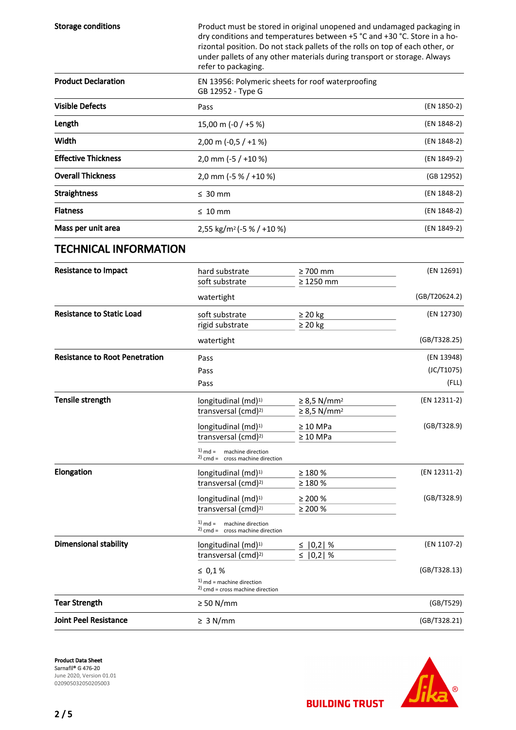| | | |
|---|---|---|
| **Storage conditions** | Product must be stored in original unopened and undamaged packaging in dry conditions and temperatures between +5 °C and +30 °C. Store in a horizontal position. Do not stack pallets of the rolls on top of each other, or under pallets of any other materials during transport or storage. Always refer to packaging. | |
| **Product Declaration** | EN 13956: Polymeric sheets for roof waterproofing<br>GB 12952 - Type G | |
| **Visible Defects** | Pass | (EN 1850-2) |
| **Length** | 15,00 m (-0 / +5 %) | (EN 1848-2) |
| **Width** | 2,00 m (-0,5 / +1 %) | (EN 1848-2) |
| **Effective Thickness** | 2,0 mm (-5 / +10 %) | (EN 1849-2) |
| **Overall Thickness** | 2,0 mm (-5 % / +10 %) | (GB 12952) |
| **Straightness** | ≤ 30 mm | (EN 1848-2) |
| **Flatness** | ≤ 10 mm | (EN 1848-2) |
| **Mass per unit area** | 2,55 kg/m² (-5 % / +10 %) | (EN 1849-2) |

## TECHNICAL INFORMATION

| | | | |
|---|---|---|---|
| **Resistance to Impact** | hard substrate | ≥ 700 mm | (EN 12691) |
| | soft substrate | ≥ 1250 mm | |
| | watertight | | (GB/T20624.2) |
| **Resistance to Static Load** | soft substrate | ≥ 20 kg | (EN 12730) |
| | rigid substrate | ≥ 20 kg | |
| | watertight | | (GB/T328.25) |
| **Resistance to Root Penetration** | Pass | | (EN 13948) |
| | Pass | | (JC/T1075) |
| | Pass | | (FLL) |
| **Tensile strength** | longitudinal (md)[1] | ≥ 8,5 N/mm² | (EN 12311-2) |
| | transversal (cmd)[2] | ≥ 8,5 N/mm² | |
| | longitudinal (md)[1] | ≥ 10 MPa | (GB/T328.9) |
| | transversal (cmd)[2] | ≥ 10 MPa | |
| | [1] md = machine direction<br>[2] cmd = cross machine direction | | |
| **Elongation** | longitudinal (md)[1] | ≥ 180 % | (EN 12311-2) |
| | transversal (cmd)[2] | ≥ 180 % | |
| | longitudinal (md)[1] | ≥ 200 % | (GB/T328.9) |
| | transversal (cmd)[2] | ≥ 200 % | |
| | [1] md = machine direction<br>[2] cmd = cross machine direction | | |
| **Dimensional stability** | longitudinal (md)[1] | ≤ \|0,2\| % | (EN 1107-2) |
| | transversal (cmd)[2] | ≤ \|0,2\| % | |
| | ≤ 0,1 % | | (GB/T328.13) |
| | [1] md = machine direction<br>[2] cmd = cross machine direction | | |
| **Tear Strength** | ≥ 50 N/mm | | (GB/T529) |
| **Joint Peel Resistance** | ≥ 3 N/mm | | (GB/T328.21) |

**Product Data Sheet**
Sarnafil® G 476-20
June 2020, Version 01.01
020905032050205003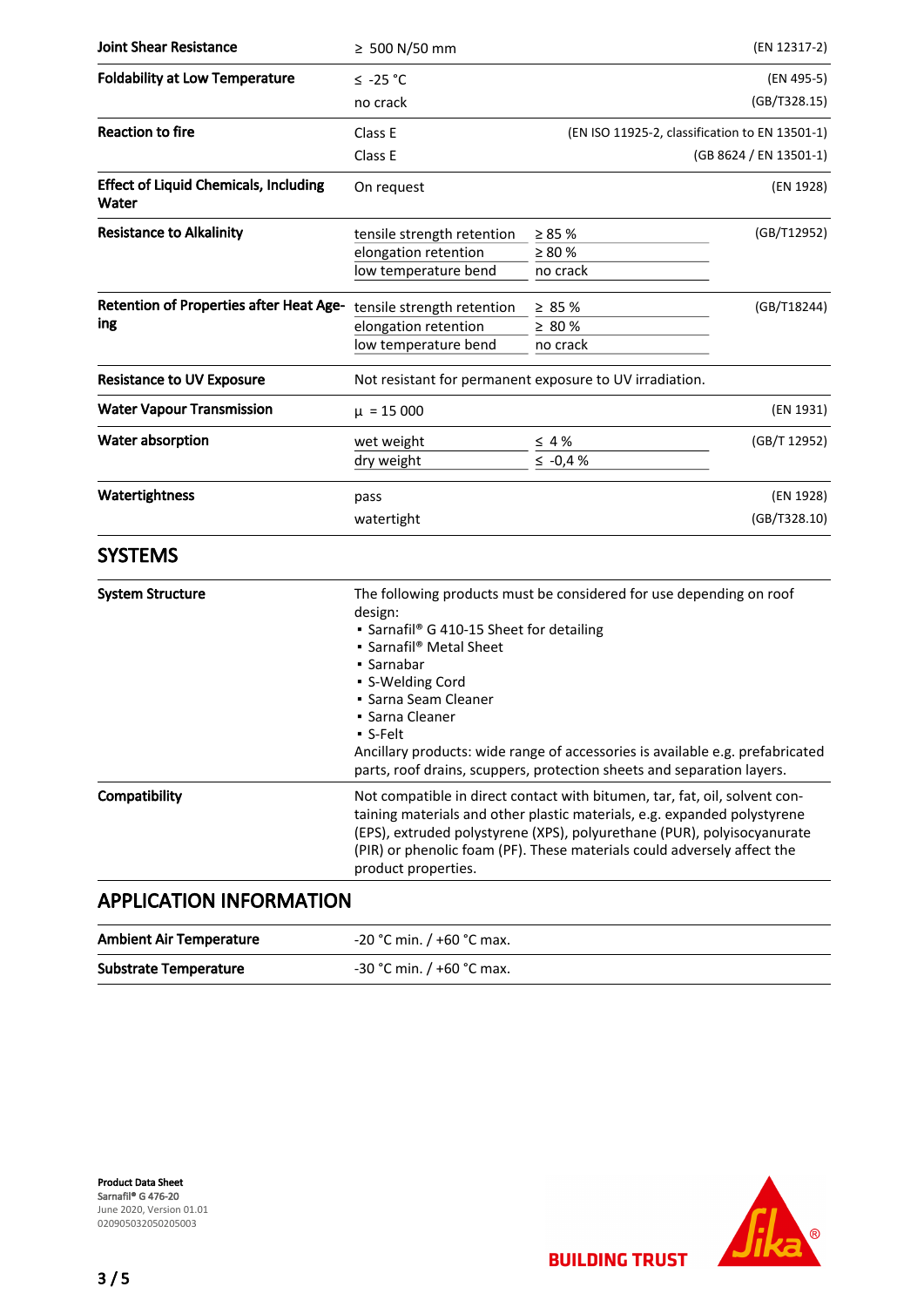| | | | |
|---|---|---|---|
| **Joint Shear Resistance** | ≥ 500 N/50 mm | | (EN 12317-2) |
| **Foldability at Low Temperature** | ≤ -25 °C | | (EN 495-5) |
| | no crack | | (GB/T328.15) |
| **Reaction to fire** | Class E | | (EN ISO 11925-2, classification to EN 13501-1) |
| | Class E | | (GB 8624 / EN 13501-1) |
| **Effect of Liquid Chemicals, Including Water** | On request | | (EN 1928) |
| **Resistance to Alkalinity** | tensile strength retention | ≥ 85 % | (GB/T12952) |
| | elongation retention | ≥ 80 % | |
| | low temperature bend | no crack | |
| **Retention of Properties after Heat Ageing** | tensile strength retention | ≥ 85 % | (GB/T18244) |
| | elongation retention | ≥ 80 % | |
| | low temperature bend | no crack | |
| **Resistance to UV Exposure** | Not resistant for permanent exposure to UV irradiation. | | |
| **Water Vapour Transmission** | μ = 15 000 | | (EN 1931) |
| **Water absorption** | wet weight | ≤ 4 % | (GB/T 12952) |
| | dry weight | ≤ -0,4 % | |
| **Watertightness** | pass | | (EN 1928) |
| | watertight | | (GB/T328.10) |

## SYSTEMS

**System Structure**

The following products must be considered for use depending on roof design:
- Sarnafil® G 410-15 Sheet for detailing
- Sarnafil® Metal Sheet
- Sarnabar
- S-Welding Cord
- Sarna Seam Cleaner
- Sarna Cleaner
- S-Felt

Ancillary products: wide range of accessories is available e.g. prefabricated parts, roof drains, scuppers, protection sheets and separation layers.

**Compatibility**

Not compatible in direct contact with bitumen, tar, fat, oil, solvent containing materials and other plastic materials, e.g. expanded polystyrene (EPS), extruded polystyrene (XPS), polyurethane (PUR), polyisocyanurate (PIR) or phenolic foam (PF). These materials could adversely affect the product properties.

## APPLICATION INFORMATION

| | |
|---|---|
| **Ambient Air Temperature** | -20 °C min. / +60 °C max. |
| **Substrate Temperature** | -30 °C min. / +60 °C max. |

**Product Data Sheet**
Sarnafil® G 476-20
June 2020, Version 01.01
020905032050205003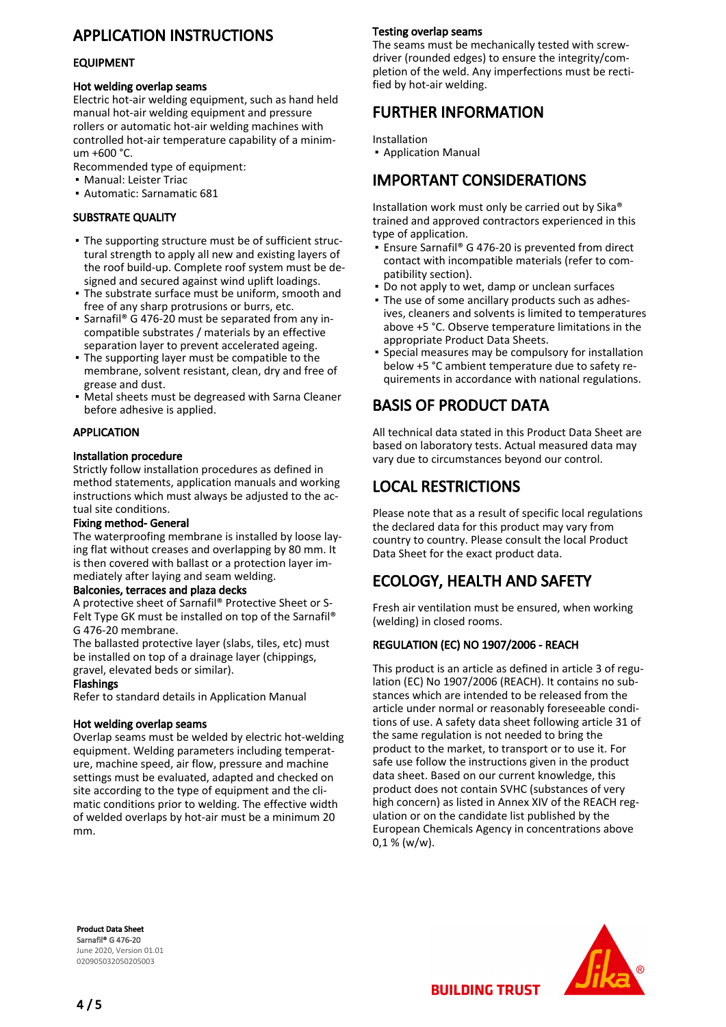# APPLICATION INSTRUCTIONS

## EQUIPMENT

### Hot welding overlap seams

Electric hot-air welding equipment, such as hand held manual hot-air welding equipment and pressure rollers or automatic hot-air welding machines with controlled hot-air temperature capability of a minimum +600 °C.

Recommended type of equipment:

- Manual: Leister Triac
- Automatic: Sarnamatic 681

## SUBSTRATE QUALITY

- The supporting structure must be of sufficient structural strength to apply all new and existing layers of the roof build-up. Complete roof system must be designed and secured against wind uplift loadings.
- The substrate surface must be uniform, smooth and free of any sharp protrusions or burrs, etc.
- Sarnafil® G 476-20 must be separated from any incompatible substrates / materials by an effective separation layer to prevent accelerated ageing.
- The supporting layer must be compatible to the membrane, solvent resistant, clean, dry and free of grease and dust.
- Metal sheets must be degreased with Sarna Cleaner before adhesive is applied.

## APPLICATION

### Installation procedure

Strictly follow installation procedures as defined in method statements, application manuals and working instructions which must always be adjusted to the actual site conditions.

### Fixing method- General

The waterproofing membrane is installed by loose laying flat without creases and overlapping by 80 mm. It is then covered with ballast or a protection layer immediately after laying and seam welding.

### Balconies, terraces and plaza decks

A protective sheet of Sarnafil® Protective Sheet or S-Felt Type GK must be installed on top of the Sarnafil® G 476-20 membrane.

The ballasted protective layer (slabs, tiles, etc) must be installed on top of a drainage layer (chippings, gravel, elevated beds or similar).

### Flashings

Refer to standard details in Application Manual

### Hot welding overlap seams

Overlap seams must be welded by electric hot-welding equipment. Welding parameters including temperature, machine speed, air flow, pressure and machine settings must be evaluated, adapted and checked on site according to the type of equipment and the climatic conditions prior to welding. The effective width of welded overlaps by hot-air must be a minimum 20 mm.

### Testing overlap seams

The seams must be mechanically tested with screwdriver (rounded edges) to ensure the integrity/completion of the weld. Any imperfections must be rectified by hot-air welding.

# FURTHER INFORMATION

Installation

- Application Manual

# IMPORTANT CONSIDERATIONS

Installation work must only be carried out by Sika® trained and approved contractors experienced in this type of application.

- Ensure Sarnafil® G 476-20 is prevented from direct contact with incompatible materials (refer to compatibility section).
- Do not apply to wet, damp or unclean surfaces
- The use of some ancillary products such as adhesives, cleaners and solvents is limited to temperatures above +5 °C. Observe temperature limitations in the appropriate Product Data Sheets.
- Special measures may be compulsory for installation below +5 °C ambient temperature due to safety requirements in accordance with national regulations.

# BASIS OF PRODUCT DATA

All technical data stated in this Product Data Sheet are based on laboratory tests. Actual measured data may vary due to circumstances beyond our control.

# LOCAL RESTRICTIONS

Please note that as a result of specific local regulations the declared data for this product may vary from country to country. Please consult the local Product Data Sheet for the exact product data.

# ECOLOGY, HEALTH AND SAFETY

Fresh air ventilation must be ensured, when working (welding) in closed rooms.

## REGULATION (EC) NO 1907/2006 - REACH

This product is an article as defined in article 3 of regulation (EC) No 1907/2006 (REACH). It contains no substances which are intended to be released from the article under normal or reasonably foreseeable conditions of use. A safety data sheet following article 31 of the same regulation is not needed to bring the product to the market, to transport or to use it. For safe use follow the instructions given in the product data sheet. Based on our current knowledge, this product does not contain SVHC (substances of very high concern) as listed in Annex XIV of the REACH regulation or on the candidate list published by the European Chemicals Agency in concentrations above 0,1 % (w/w).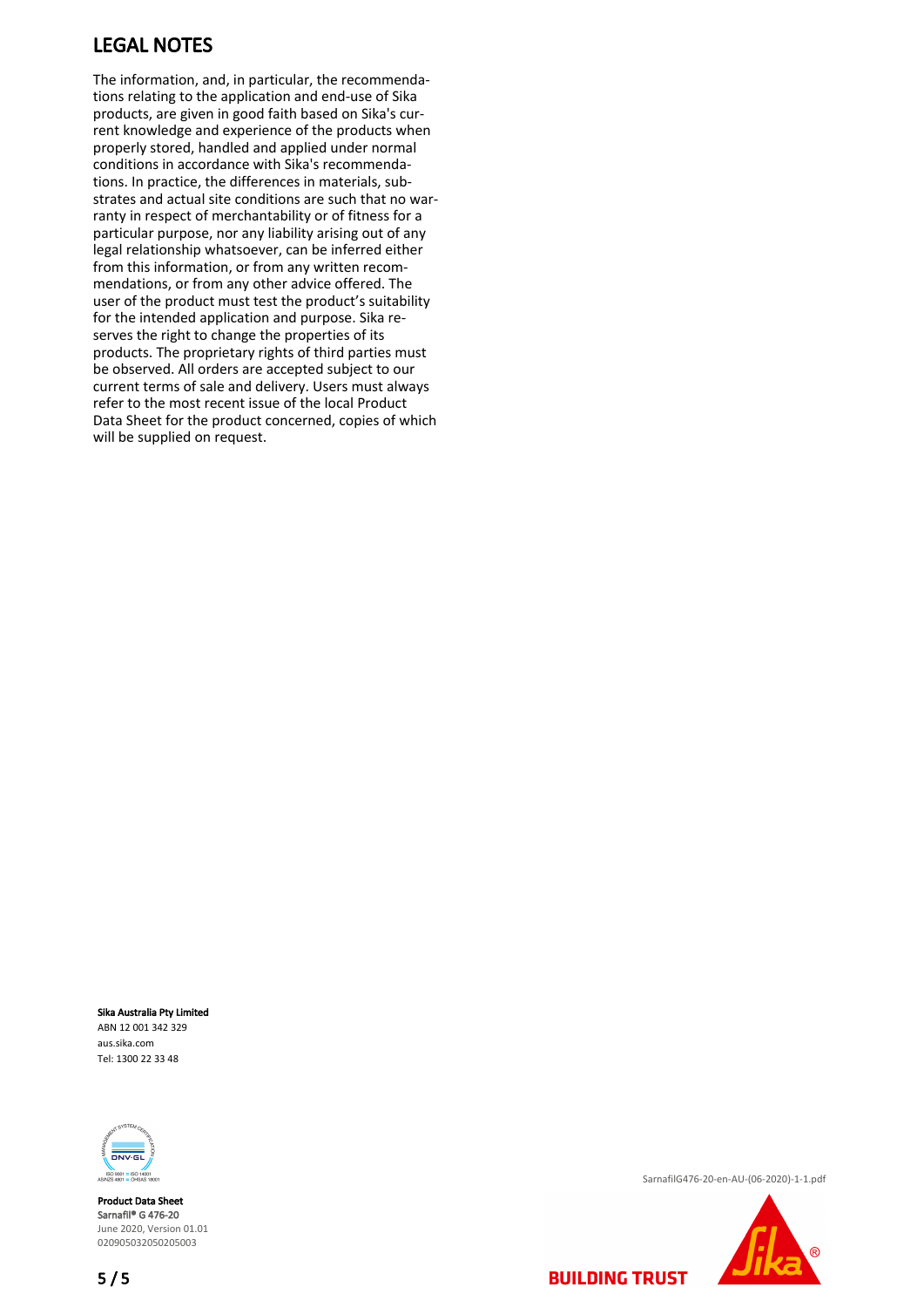## LEGAL NOTES

The information, and, in particular, the recommendations relating to the application and end-use of Sika products, are given in good faith based on Sika's current knowledge and experience of the products when properly stored, handled and applied under normal conditions in accordance with Sika's recommendations. In practice, the differences in materials, substrates and actual site conditions are such that no warranty in respect of merchantability or of fitness for a particular purpose, nor any liability arising out of any legal relationship whatsoever, can be inferred either from this information, or from any written recommendations, or from any other advice offered. The user of the product must test the product's suitability for the intended application and purpose. Sika reserves the right to change the properties of its products. The proprietary rights of third parties must be observed. All orders are accepted subject to our current terms of sale and delivery. Users must always refer to the most recent issue of the local Product Data Sheet for the product concerned, copies of which will be supplied on request.

**Sika Australia Pty Limited**
ABN 12 001 342 329
aus.sika.com
Tel: 1300 22 33 48

ISO 9001 = ISO 14001
AS/NZS 4801 = OHSAS 18001

**Product Data Sheet**
Sarnafil® G 476-20
June 2020, Version 01.01
020905032050205003

SarnafilG476-20-en-AU-(06-2020)-1-1.pdf

BUILDING TRUST